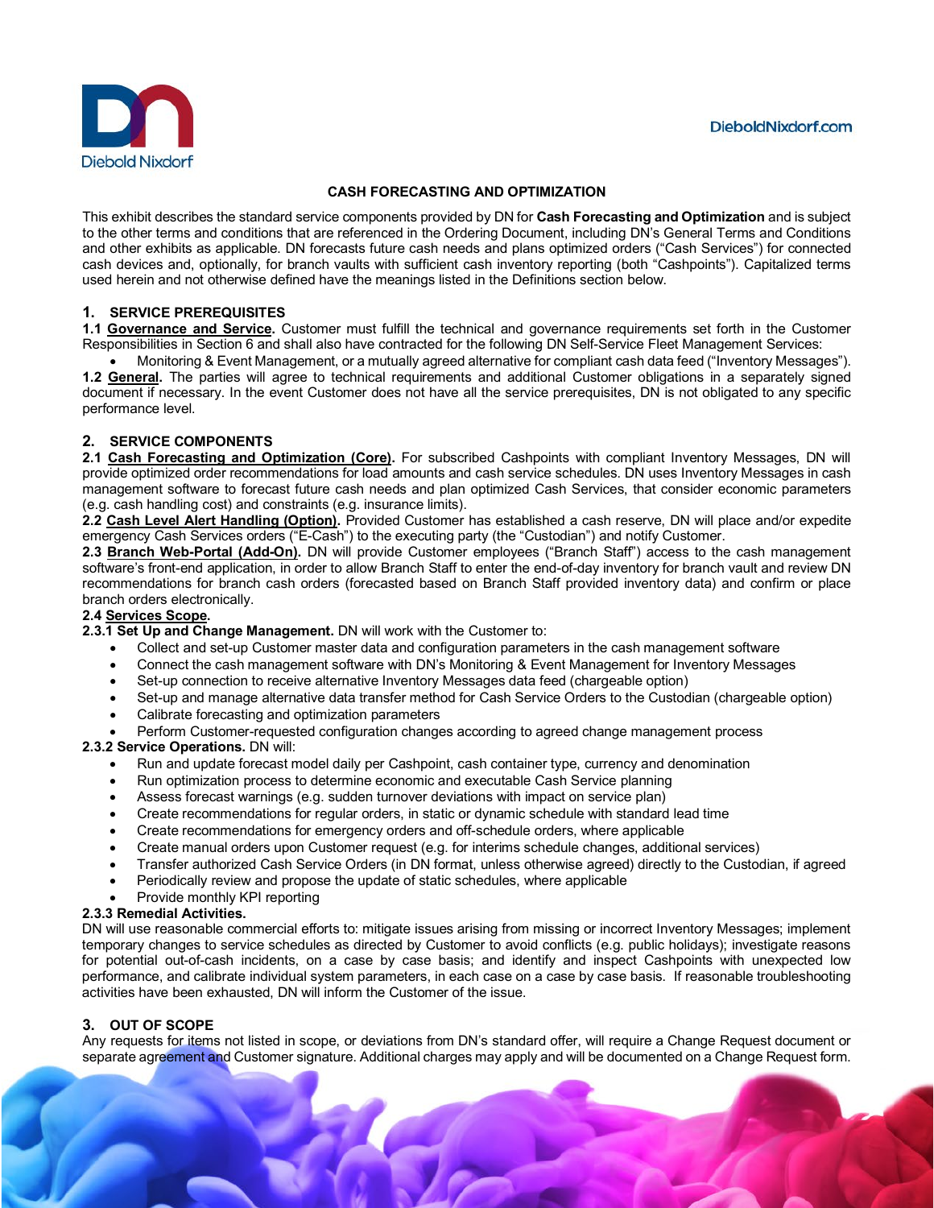# CASH FORECASTING AND OPTIMIZATION

This exhibit describes the standard service components provided by DN for **Cash Forecasting and Optimization** and is subject to the other terms and conditions that are referenced in the Ordering Document, including DN's General Terms and Conditions and other exhibits as applicable. DN forecasts future cash needs and plans optimized orders ("Cash Services") for connected cash devices and, optionally, for branch vaults with sufficient cash inventory reporting (both "Cashpoints"). Capitalized terms used herein and not otherwise defined have the meanings listed in the Definitions section below.

## 1. SERVICE PREREQUISITES

**1.1 Governance and Service.** Customer must fulfill the technical and governance requirements set forth in the Customer Responsibilities in Section 6 and shall also have contracted for the following DN Self-Service Fleet Management Services:

- Monitoring & Event Management, or a mutually agreed alternative for compliant cash data feed ("Inventory Messages").

**1.2 General.** The parties will agree to technical requirements and additional Customer obligations in a separately signed document if necessary. In the event Customer does not have all the service prerequisites, DN is not obligated to any specific performance level.

## 2. SERVICE COMPONENTS

**2.1 Cash Forecasting and Optimization (Core).** For subscribed Cashpoints with compliant Inventory Messages, DN will provide optimized order recommendations for load amounts and cash service schedules. DN uses Inventory Messages in cash management software to forecast future cash needs and plan optimized Cash Services, that consider economic parameters (e.g. cash handling cost) and constraints (e.g. insurance limits).

**2.2 Cash Level Alert Handling (Option).** Provided Customer has established a cash reserve, DN will place and/or expedite emergency Cash Services orders ("E-Cash") to the executing party (the "Custodian") and notify Customer.

**2.3 Branch Web-Portal (Add-On).** DN will provide Customer employees ("Branch Staff") access to the cash management software's front-end application, in order to allow Branch Staff to enter the end-of-day inventory for branch vault and review DN recommendations for branch cash orders (forecasted based on Branch Staff provided inventory data) and confirm or place branch orders electronically.

**2.4 Services Scope.**

**2.3.1 Set Up and Change Management.** DN will work with the Customer to:

- Collect and set-up Customer master data and configuration parameters in the cash management software
- Connect the cash management software with DN's Monitoring & Event Management for Inventory Messages
- Set-up connection to receive alternative Inventory Messages data feed (chargeable option)
- Set-up and manage alternative data transfer method for Cash Service Orders to the Custodian (chargeable option)
- Calibrate forecasting and optimization parameters
- Perform Customer-requested configuration changes according to agreed change management process

**2.3.2 Service Operations.** DN will:

- Run and update forecast model daily per Cashpoint, cash container type, currency and denomination
- Run optimization process to determine economic and executable Cash Service planning
- Assess forecast warnings (e.g. sudden turnover deviations with impact on service plan)
- Create recommendations for regular orders, in static or dynamic schedule with standard lead time
- Create recommendations for emergency orders and off-schedule orders, where applicable
- Create manual orders upon Customer request (e.g. for interims schedule changes, additional services)
- Transfer authorized Cash Service Orders (in DN format, unless otherwise agreed) directly to the Custodian, if agreed
- Periodically review and propose the update of static schedules, where applicable
- Provide monthly KPI reporting

**2.3.3 Remedial Activities.**

DN will use reasonable commercial efforts to: mitigate issues arising from missing or incorrect Inventory Messages; implement temporary changes to service schedules as directed by Customer to avoid conflicts (e.g. public holidays); investigate reasons for potential out-of-cash incidents, on a case by case basis; and identify and inspect Cashpoints with unexpected low performance, and calibrate individual system parameters, in each case on a case by case basis. If reasonable troubleshooting activities have been exhausted, DN will inform the Customer of the issue.

## 3. OUT OF SCOPE

Any requests for items not listed in scope, or deviations from DN's standard offer, will require a Change Request document or separate agreement and Customer signature. Additional charges may apply and will be documented on a Change Request form.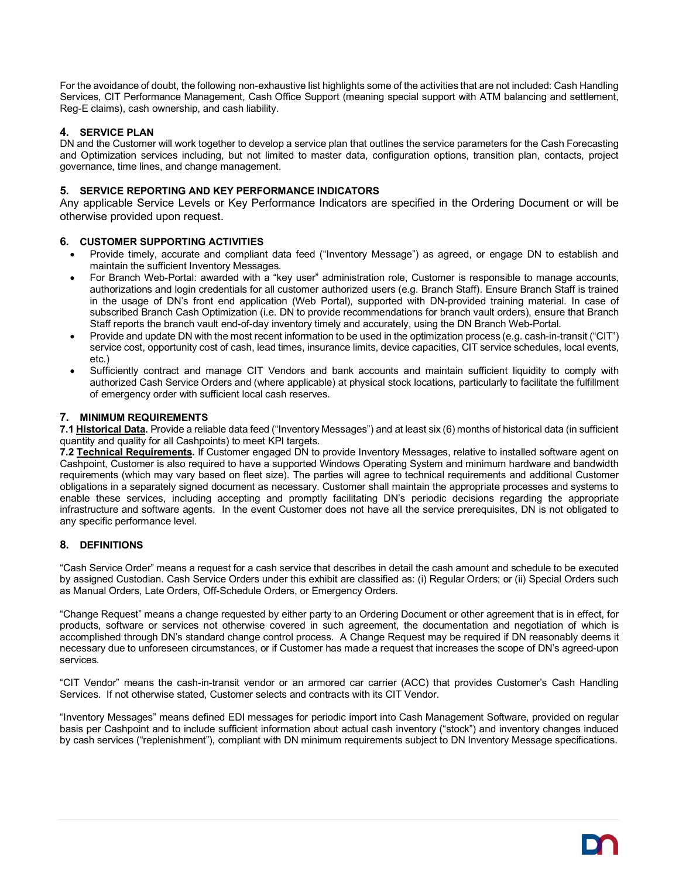For the avoidance of doubt, the following non-exhaustive list highlights some of the activities that are not included: Cash Handling Services, CIT Performance Management, Cash Office Support (meaning special support with ATM balancing and settlement, Reg-E claims), cash ownership, and cash liability.

## 4. SERVICE PLAN

DN and the Customer will work together to develop a service plan that outlines the service parameters for the Cash Forecasting and Optimization services including, but not limited to master data, configuration options, transition plan, contacts, project governance, time lines, and change management.

## 5. SERVICE REPORTING AND KEY PERFORMANCE INDICATORS

Any applicable Service Levels or Key Performance Indicators are specified in the Ordering Document or will be otherwise provided upon request.

## 6. CUSTOMER SUPPORTING ACTIVITIES

- Provide timely, accurate and compliant data feed ("Inventory Message") as agreed, or engage DN to establish and maintain the sufficient Inventory Messages.
- For Branch Web-Portal: awarded with a "key user" administration role, Customer is responsible to manage accounts, authorizations and login credentials for all customer authorized users (e.g. Branch Staff). Ensure Branch Staff is trained in the usage of DN's front end application (Web Portal), supported with DN-provided training material. In case of subscribed Branch Cash Optimization (i.e. DN to provide recommendations for branch vault orders), ensure that Branch Staff reports the branch vault end-of-day inventory timely and accurately, using the DN Branch Web-Portal.
- Provide and update DN with the most recent information to be used in the optimization process (e.g. cash-in-transit ("CIT") service cost, opportunity cost of cash, lead times, insurance limits, device capacities, CIT service schedules, local events, etc.)
- Sufficiently contract and manage CIT Vendors and bank accounts and maintain sufficient liquidity to comply with authorized Cash Service Orders and (where applicable) at physical stock locations, particularly to facilitate the fulfillment of emergency order with sufficient local cash reserves.

## 7. MINIMUM REQUIREMENTS

**7.1 <u>Historical Data</u>.** Provide a reliable data feed ("Inventory Messages") and at least six (6) months of historical data (in sufficient quantity and quality for all Cashpoints) to meet KPI targets.

**7.2 <u>Technical Requirements</u>.** If Customer engaged DN to provide Inventory Messages, relative to installed software agent on Cashpoint, Customer is also required to have a supported Windows Operating System and minimum hardware and bandwidth requirements (which may vary based on fleet size). The parties will agree to technical requirements and additional Customer obligations in a separately signed document as necessary. Customer shall maintain the appropriate processes and systems to enable these services, including accepting and promptly facilitating DN's periodic decisions regarding the appropriate infrastructure and software agents. In the event Customer does not have all the service prerequisites, DN is not obligated to any specific performance level.

## 8. DEFINITIONS

"Cash Service Order" means a request for a cash service that describes in detail the cash amount and schedule to be executed by assigned Custodian. Cash Service Orders under this exhibit are classified as: (i) Regular Orders; or (ii) Special Orders such as Manual Orders, Late Orders, Off-Schedule Orders, or Emergency Orders.

"Change Request" means a change requested by either party to an Ordering Document or other agreement that is in effect, for products, software or services not otherwise covered in such agreement, the documentation and negotiation of which is accomplished through DN's standard change control process. A Change Request may be required if DN reasonably deems it necessary due to unforeseen circumstances, or if Customer has made a request that increases the scope of DN's agreed-upon services.

"CIT Vendor" means the cash-in-transit vendor or an armored car carrier (ACC) that provides Customer's Cash Handling Services. If not otherwise stated, Customer selects and contracts with its CIT Vendor.

"Inventory Messages" means defined EDI messages for periodic import into Cash Management Software, provided on regular basis per Cashpoint and to include sufficient information about actual cash inventory ("stock") and inventory changes induced by cash services ("replenishment"), compliant with DN minimum requirements subject to DN Inventory Message specifications.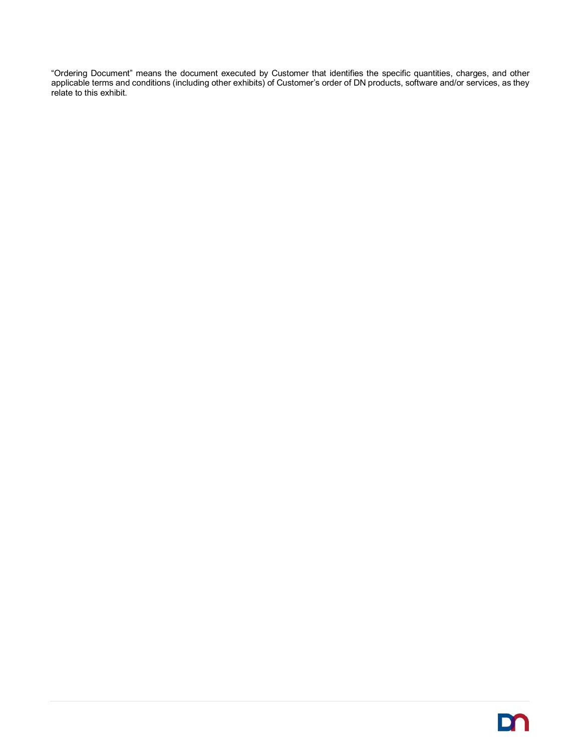"Ordering Document" means the document executed by Customer that identifies the specific quantities, charges, and other applicable terms and conditions (including other exhibits) of Customer's order of DN products, software and/or services, as they relate to this exhibit.